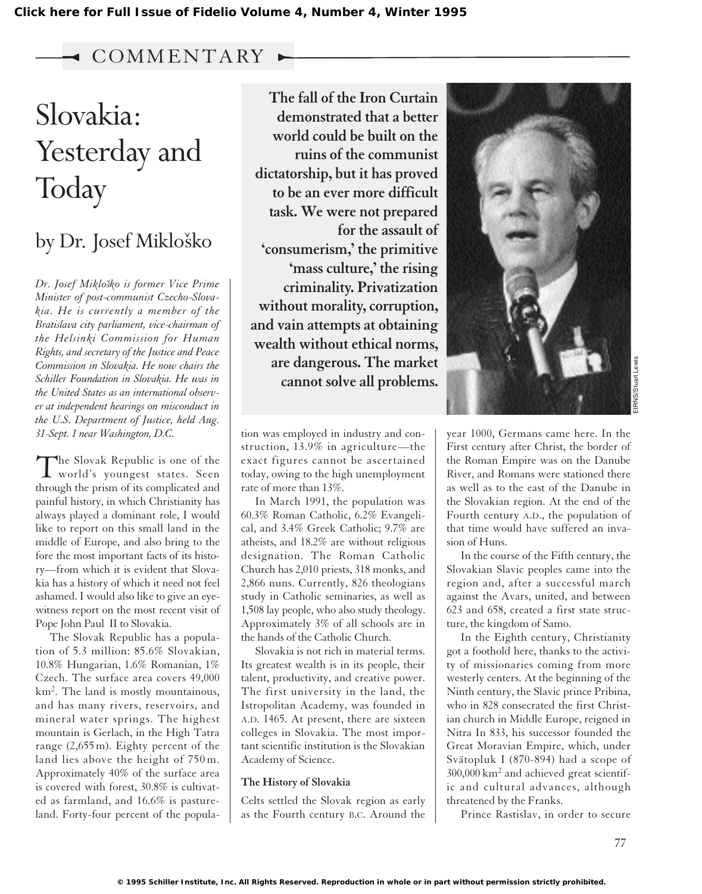COMMENTARY

# Slovakia: Yesterday and Today

## by Dr. Josef Mikloško

*Dr. Josef Mikloško is former Vice Prime Minister of post-communist Czecho-Slovakia. He is currently a member of the Bratislava city parliament, vice-chairman of the Helsinki Commission for Human Rights, and secretary of the Justice and Peace Commission in Slovakia. He now chairs the Schiller Foundation in Slovakia. He was in the United States as an international observer at independent hearings on misconduct in the U.S. Department of Justice, held Aug. 31-Sept. 1 near Washington, D.C.*

**The fall of the Iron Curtain demonstrated that a better world could be built on the ruins of the communist dictatorship, but it has proved to be an ever more difficult task. We were not prepared for the assault of 'consumerism,' the primitive 'mass culture,' the rising criminality. Privatization without morality, corruption, and vain attempts at obtaining wealth without ethical norms, are dangerous. The market cannot solve all problems.**

EIRNS/Stuart Lewis

The Slovak Republic is one of the world's youngest states. Seen through the prism of its complicated and painful history, in which Christianity has always played a dominant role, I would like to report on this small land in the middle of Europe, and also bring to the fore the most important facts of its history—from which it is evident that Slovakia has a history of which it need not feel ashamed. I would also like to give an eyewitness report on the most recent visit of Pope John Paul II to Slovakia.

The Slovak Republic has a population of 5.3 million: 85.6% Slovakian, 10.8% Hungarian, 1.6% Romanian, 1% Czech. The surface area covers 49,000 km$^2$. The land is mostly mountainous, and has many rivers, reservoirs, and mineral water springs. The highest mountain is Gerlach, in the High Tatra range (2,655 m). Eighty percent of the land lies above the height of 750 m. Approximately 40% of the surface area is covered with forest, 30.8% is cultivated as farmland, and 16.6% is pastureland. Forty-four percent of the population was employed in industry and construction, 13.9% in agriculture—the exact figures cannot be ascertained today, owing to the high unemployment rate of more than 13%.

In March 1991, the population was 60.3% Roman Catholic, 6.2% Evangelical, and 3.4% Greek Catholic; 9.7% are atheists, and 18.2% are without religious designation. The Roman Catholic Church has 2,010 priests, 318 monks, and 2,866 nuns. Currently, 826 theologians study in Catholic seminaries, as well as 1,508 lay people, who also study theology. Approximately 3% of all schools are in the hands of the Catholic Church.

Slovakia is not rich in material terms. Its greatest wealth is in its people, their talent, productivity, and creative power. The first university in the land, the Istropolitan Academy, was founded in A.D. 1465. At present, there are sixteen colleges in Slovakia. The most important scientific institution is the Slovakian Academy of Science.

### The History of Slovakia

Celts settled the Slovak region as early as the Fourth century B.C. Around the year 1000, Germans came here. In the First century after Christ, the border of the Roman Empire was on the Danube River, and Romans were stationed there as well as to the east of the Danube in the Slovakian region. At the end of the Fourth century A.D., the population of that time would have suffered an invasion of Huns.

In the course of the Fifth century, the Slovakian Slavic peoples came into the region and, after a successful march against the Avars, united, and between 623 and 658, created a first state structure, the kingdom of Samo.

In the Eighth century, Christianity got a foothold here, thanks to the activity of missionaries coming from more westerly centers. At the beginning of the Ninth century, the Slavic prince Pribina, who in 828 consecrated the first Christian church in Middle Europe, reigned in Nitra In 833, his successor founded the Great Moravian Empire, which, under Svätopluk I (870-894) had a scope of 300,000 km$^2$ and achieved great scientific and cultural advances, although threatened by the Franks.

Prince Rastislav, in order to secure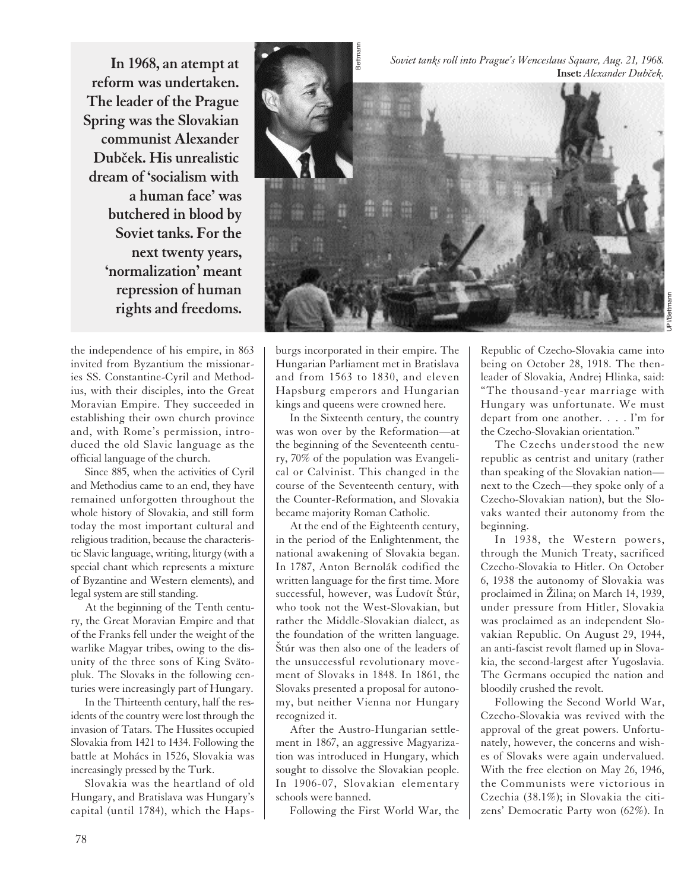**In 1968, an atempt at reform was undertaken. The leader of the Prague Spring was the Slovakian communist Alexander Dubček. His unrealistic dream of 'socialism with a human face' was butchered in blood by Soviet tanks. For the next twenty years, 'normalization' meant repression of human rights and freedoms.**

*Soviet tanks roll into Prague's Wenceslaus Square, Aug. 21, 1968.* **Inset:** *Alexander Dubček.*

the independence of his empire, in 863 invited from Byzantium the missionaries SS. Constantine-Cyril and Methodius, with their disciples, into the Great Moravian Empire. They succeeded in establishing their own church province and, with Rome's permission, introduced the old Slavic language as the official language of the church.

Since 885, when the activities of Cyril and Methodius came to an end, they have remained unforgotten throughout the whole history of Slovakia, and still form today the most important cultural and religious tradition, because the characteristic Slavic language, writing, liturgy (with a special chant which represents a mixture of Byzantine and Western elements), and legal system are still standing.

At the beginning of the Tenth century, the Great Moravian Empire and that of the Franks fell under the weight of the warlike Magyar tribes, owing to the disunity of the three sons of King Svätopluk. The Slovaks in the following centuries were increasingly part of Hungary.

In the Thirteenth century, half the residents of the country were lost through the invasion of Tatars. The Hussites occupied Slovakia from 1421 to 1434. Following the battle at Mohács in 1526, Slovakia was increasingly pressed by the Turk.

Slovakia was the heartland of old Hungary, and Bratislava was Hungary's capital (until 1784), which the Hapsburgs incorporated in their empire. The Hungarian Parliament met in Bratislava and from 1563 to 1830, and eleven Hapsburg emperors and Hungarian kings and queens were crowned here.

In the Sixteenth century, the country was won over by the Reformation—at the beginning of the Seventeenth century, 70% of the population was Evangelical or Calvinist. This changed in the course of the Seventeenth century, with the Counter-Reformation, and Slovakia became majority Roman Catholic.

At the end of the Eighteenth century, in the period of the Enlightenment, the national awakening of Slovakia began. In 1787, Anton Bernolák codified the written language for the first time. More successful, however, was Ľudovít Štúr, who took not the West-Slovakian, but rather the Middle-Slovakian dialect, as the foundation of the written language. Štúr was then also one of the leaders of the unsuccessful revolutionary movement of Slovaks in 1848. In 1861, the Slovaks presented a proposal for autonomy, but neither Vienna nor Hungary recognized it.

After the Austro-Hungarian settlement in 1867, an aggressive Magyarization was introduced in Hungary, which sought to dissolve the Slovakian people. In 1906-07, Slovakian elementary schools were banned.

Following the First World War, the Republic of Czecho-Slovakia came into being on October 28, 1918. The then-leader of Slovakia, Andrej Hlinka, said: "The thousand-year marriage with Hungary was unfortunate. We must depart from one another. . . . I'm for the Czecho-Slovakian orientation."

The Czechs understood the new republic as centrist and unitary (rather than speaking of the Slovakian nation—next to the Czech—they spoke only of a Czecho-Slovakian nation), but the Slovaks wanted their autonomy from the beginning.

In 1938, the Western powers, through the Munich Treaty, sacrificed Czecho-Slovakia to Hitler. On October 6, 1938 the autonomy of Slovakia was proclaimed in Žilina; on March 14, 1939, under pressure from Hitler, Slovakia was proclaimed as an independent Slovakian Republic. On August 29, 1944, an anti-fascist revolt flamed up in Slovakia, the second-largest after Yugoslavia. The Germans occupied the nation and bloodily crushed the revolt.

Following the Second World War, Czecho-Slovakia was revived with the approval of the great powers. Unfortunately, however, the concerns and wishes of Slovaks were again undervalued. With the free election on May 26, 1946, the Communists were victorious in Czechia (38.1%); in Slovakia the citizens' Democratic Party won (62%). In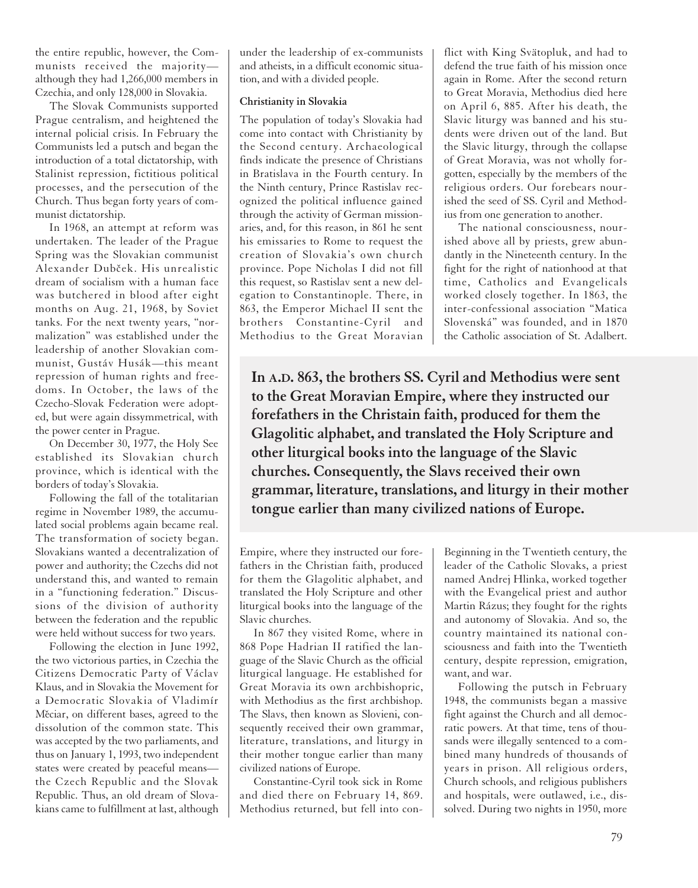the entire republic, however, the Communists received the majority—although they had 1,266,000 members in Czechia, and only 128,000 in Slovakia.

The Slovak Communists supported Prague centralism, and heightened the internal policial crisis. In February the Communists led a putsch and began the introduction of a total dictatorship, with Stalinist repression, fictitious political processes, and the persecution of the Church. Thus began forty years of communist dictatorship.

In 1968, an attempt at reform was undertaken. The leader of the Prague Spring was the Slovakian communist Alexander Dubček. His unrealistic dream of socialism with a human face was butchered in blood after eight months on Aug. 21, 1968, by Soviet tanks. For the next twenty years, "normalization" was established under the leadership of another Slovakian communist, Gustáv Husák—this meant repression of human rights and freedoms. In October, the laws of the Czecho-Slovak Federation were adopted, but were again dissymmetrical, with the power center in Prague.

On December 30, 1977, the Holy See established its Slovakian church province, which is identical with the borders of today's Slovakia.

Following the fall of the totalitarian regime in November 1989, the accumulated social problems again became real. The transformation of society began. Slovakians wanted a decentralization of power and authority; the Czechs did not understand this, and wanted to remain in a "functioning federation." Discussions of the division of authority between the federation and the republic were held without success for two years.

Following the election in June 1992, the two victorious parties, in Czechia the Citizens Democratic Party of Václav Klaus, and in Slovakia the Movement for a Democratic Slovakia of Vladimír Měciar, on different bases, agreed to the dissolution of the common state. This was accepted by the two parliaments, and thus on January 1, 1993, two independent states were created by peaceful means—the Czech Republic and the Slovak Republic. Thus, an old dream of Slovakians came to fulfillment at last, although under the leadership of ex-communists and atheists, in a difficult economic situation, and with a divided people.

### Christianity in Slovakia

The population of today's Slovakia had come into contact with Christianity by the Second century. Archaeological finds indicate the presence of Christians in Bratislava in the Fourth century. In the Ninth century, Prince Rastislav recognized the political influence gained through the activity of German missionaries, and, for this reason, in 861 he sent his emissaries to Rome to request the creation of Slovakia's own church province. Pope Nicholas I did not fill this request, so Rastislav sent a new delegation to Constantinople. There, in 863, the Emperor Michael II sent the brothers Constantine-Cyril and Methodius to the Great Moravian Empire, where they instructed our forefathers in the Christian faith, produced for them the Glagolitic alphabet, and translated the Holy Scripture and other liturgical books into the language of the Slavic churches.

**In A.D. 863, the brothers SS. Cyril and Methodius were sent to the Great Moravian Empire, where they instructed our forefathers in the Christain faith, produced for them the Glagolitic alphabet, and translated the Holy Scripture and other liturgical books into the language of the Slavic churches. Consequently, the Slavs received their own grammar, literature, translations, and liturgy in their mother tongue earlier than many civilized nations of Europe.**

In 867 they visited Rome, where in 868 Pope Hadrian II ratified the language of the Slavic Church as the official liturgical language. He established for Great Moravia its own archbishopric, with Methodius as the first archbishop. The Slavs, then known as Slovieni, consequently received their own grammar, literature, translations, and liturgy in their mother tongue earlier than many civilized nations of Europe.

Constantine-Cyril took sick in Rome and died there on February 14, 869. Methodius returned, but fell into conflict with King Svätopluk, and had to defend the true faith of his mission once again in Rome. After the second return to Great Moravia, Methodius died here on April 6, 885. After his death, the Slavic liturgy was banned and his students were driven out of the land. But the Slavic liturgy, through the collapse of Great Moravia, was not wholly forgotten, especially by the members of the religious orders. Our forebears nourished the seed of SS. Cyril and Methodius from one generation to another.

The national consciousness, nourished above all by priests, grew abundantly in the Nineteenth century. In the fight for the right of nationhood at that time, Catholics and Evangelicals worked closely together. In 1863, the inter-confessional association "Matica Slovenská" was founded, and in 1870 the Catholic association of St. Adalbert. Beginning in the Twentieth century, the leader of the Catholic Slovaks, a priest named Andrej Hlinka, worked together with the Evangelical priest and author Martin Rázus; they fought for the rights and autonomy of Slovakia. And so, the country maintained its national consciousness and faith into the Twentieth century, despite repression, emigration, want, and war.

Following the putsch in February 1948, the communists began a massive fight against the Church and all democratic powers. At that time, tens of thousands were illegally sentenced to a combined many hundreds of thousands of years in prison. All religious orders, Church schools, and religious publishers and hospitals, were outlawed, i.e., dissolved. During two nights in 1950, more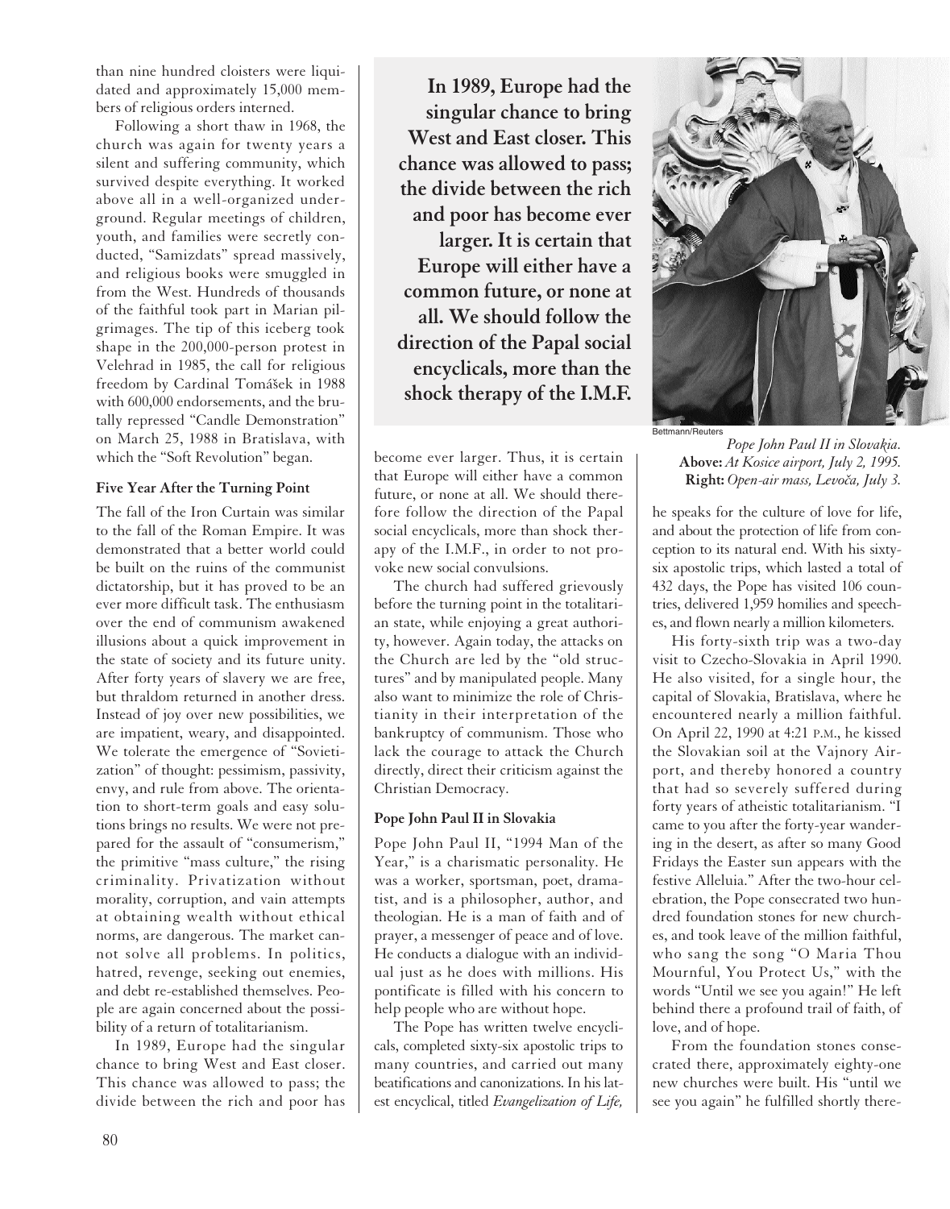than nine hundred cloisters were liquidated and approximately 15,000 members of religious orders interned.

Following a short thaw in 1968, the church was again for twenty years a silent and suffering community, which survived despite everything. It worked above all in a well-organized underground. Regular meetings of children, youth, and families were secretly conducted, "Samizdats" spread massively, and religious books were smuggled in from the West. Hundreds of thousands of the faithful took part in Marian pilgrimages. The tip of this iceberg took shape in the 200,000-person protest in Velehrad in 1985, the call for religious freedom by Cardinal Tomášek in 1988 with 600,000 endorsements, and the brutally repressed "Candle Demonstration" on March 25, 1988 in Bratislava, with which the "Soft Revolution" began.

#### Five Year After the Turning Point

The fall of the Iron Curtain was similar to the fall of the Roman Empire. It was demonstrated that a better world could be built on the ruins of the communist dictatorship, but it has proved to be an ever more difficult task. The enthusiasm over the end of communism awakened illusions about a quick improvement in the state of society and its future unity. After forty years of slavery we are free, but thraldom returned in another dress. Instead of joy over new possibilities, we are impatient, weary, and disappointed. We tolerate the emergence of "Sovietization" of thought: pessimism, passivity, envy, and rule from above. The orientation to short-term goals and easy solutions brings no results. We were not prepared for the assault of "consumerism," the primitive "mass culture," the rising criminality. Privatization without morality, corruption, and vain attempts at obtaining wealth without ethical norms, are dangerous. The market cannot solve all problems. In politics, hatred, revenge, seeking out enemies, and debt re-established themselves. People are again concerned about the possibility of a return of totalitarianism.

In 1989, Europe had the singular chance to bring West and East closer. This chance was allowed to pass; the divide between the rich and poor has become ever larger. Thus, it is certain that Europe will either have a common future, or none at all. We should therefore follow the direction of the Papal social encyclicals, more than shock therapy of the I.M.F., in order to not provoke new social convulsions.

> **In 1989, Europe had the singular chance to bring West and East closer. This chance was allowed to pass; the divide between the rich and poor has become ever larger. It is certain that Europe will either have a common future, or none at all. We should follow the direction of the Papal social encyclicals, more than the shock therapy of the I.M.F.**

The church had suffered grievously before the turning point in the totalitarian state, while enjoying a great authority, however. Again today, the attacks on the Church are led by the "old structures" and by manipulated people. Many also want to minimize the role of Christianity in their interpretation of the bankruptcy of communism. Those who lack the courage to attack the Church directly, direct their criticism against the Christian Democracy.

#### Pope John Paul II in Slovakia

Pope John Paul II, "1994 Man of the Year," is a charismatic personality. He was a worker, sportsman, poet, dramatist, and is a philosopher, author, and theologian. He is a man of faith and of prayer, a messenger of peace and of love. He conducts a dialogue with an individual just as he does with millions. His pontificate is filled with his concern to help people who are without hope.

The Pope has written twelve encyclicals, completed sixty-six apostolic trips to many countries, and carried out many beatifications and canonizations. In his latest encyclical, titled *Evangelization of Life,* he speaks for the culture of love for life, and about the protection of life from conception to its natural end. With his sixty-six apostolic trips, which lasted a total of 432 days, the Pope has visited 106 countries, delivered 1,959 homilies and speeches, and flown nearly a million kilometers.

Bettmann/Reuters

*Pope John Paul II in Slovakia.* **Above:** *At Kosice airport, July 2, 1995.* **Right:** *Open-air mass, Levoča, July 3.*

His forty-sixth trip was a two-day visit to Czecho-Slovakia in April 1990. He also visited, for a single hour, the capital of Slovakia, Bratislava, where he encountered nearly a million faithful. On April 22, 1990 at 4:21 P.M., he kissed the Slovakian soil at the Vajnory Airport, and thereby honored a country that had so severely suffered during forty years of atheistic totalitarianism. "I came to you after the forty-year wandering in the desert, as after so many Good Fridays the Easter sun appears with the festive Alleluia." After the two-hour celebration, the Pope consecrated two hundred foundation stones for new churches, and took leave of the million faithful, who sang the song "O Maria Thou Mournful, You Protect Us," with the words "Until we see you again!" He left behind there a profound trail of faith, of love, and of hope.

From the foundation stones consecrated there, approximately eighty-one new churches were built. His "until we see you again" he fulfilled shortly there-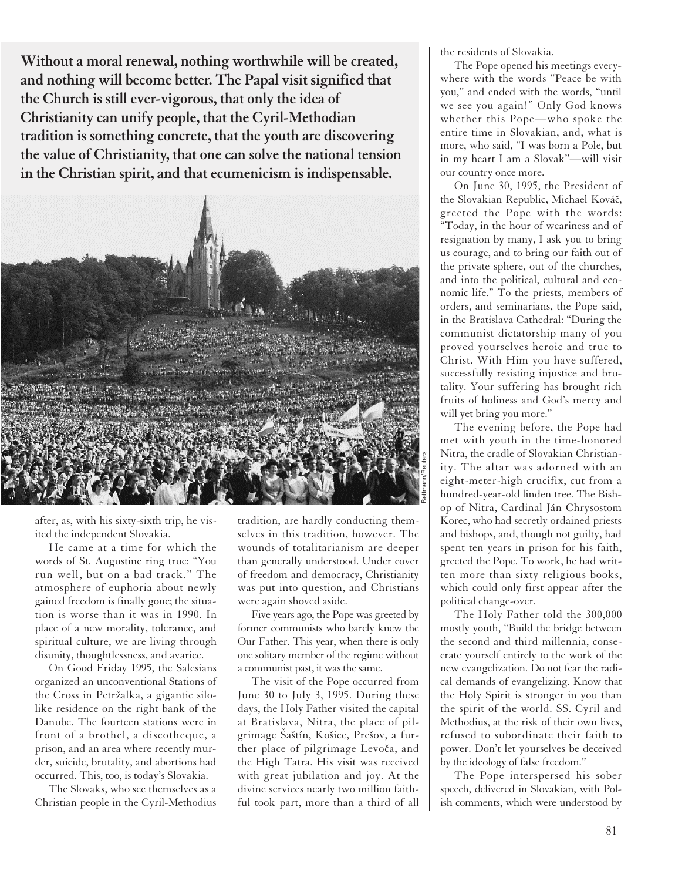**Without a moral renewal, nothing worthwhile will be created, and nothing will become better. The Papal visit signified that the Church is still ever-vigorous, that only the idea of Christianity can unify people, that the Cyril-Methodian tradition is something concrete, that the youth are discovering the value of Christianity, that one can solve the national tension in the Christian spirit, and that ecumenicism is indispensable.**

Bettmann/Reuters

after, as, with his sixty-sixth trip, he visited the independent Slovakia.

He came at a time for which the words of St. Augustine ring true: "You run well, but on a bad track." The atmosphere of euphoria about newly gained freedom is finally gone; the situation is worse than it was in 1990. In place of a new morality, tolerance, and spiritual culture, we are living through disunity, thoughtlessness, and avarice.

On Good Friday 1995, the Salesians organized an unconventional Stations of the Cross in Petržalka, a gigantic silo-like residence on the right bank of the Danube. The fourteen stations were in front of a brothel, a discotheque, a prison, and an area where recently murder, suicide, brutality, and abortions had occurred. This, too, is today's Slovakia.

The Slovaks, who see themselves as a Christian people in the Cyril-Methodius tradition, are hardly conducting themselves in this tradition, however. The wounds of totalitarianism are deeper than generally understood. Under cover of freedom and democracy, Christianity was put into question, and Christians were again shoved aside.

Five years ago, the Pope was greeted by former communists who barely knew the Our Father. This year, when there is only one solitary member of the regime without a communist past, it was the same.

The visit of the Pope occurred from June 30 to July 3, 1995. During these days, the Holy Father visited the capital at Bratislava, Nitra, the place of pilgrimage Šaštín, Košice, Prešov, a further place of pilgrimage Levoča, and the High Tatra. His visit was received with great jubilation and joy. At the divine services nearly two million faithful took part, more than a third of all the residents of Slovakia.

The Pope opened his meetings everywhere with the words "Peace be with you," and ended with the words, "until we see you again!" Only God knows whether this Pope—who spoke the entire time in Slovakian, and, what is more, who said, "I was born a Pole, but in my heart I am a Slovak"—will visit our country once more.

On June 30, 1995, the President of the Slovakian Republic, Michael Kováč, greeted the Pope with the words: "Today, in the hour of weariness and of resignation by many, I ask you to bring us courage, and to bring our faith out of the private sphere, out of the churches, and into the political, cultural and economic life." To the priests, members of orders, and seminarians, the Pope said, in the Bratislava Cathedral: "During the communist dictatorship many of you proved yourselves heroic and true to Christ. With Him you have suffered, successfully resisting injustice and brutality. Your suffering has brought rich fruits of holiness and God's mercy and will yet bring you more."

The evening before, the Pope had met with youth in the time-honored Nitra, the cradle of Slovakian Christianity. The altar was adorned with an eight-meter-high crucifix, cut from a hundred-year-old linden tree. The Bishop of Nitra, Cardinal Ján Chrysostom Korec, who had secretly ordained priests and bishops, and, though not guilty, had spent ten years in prison for his faith, greeted the Pope. To work, he had written more than sixty religious books, which could only first appear after the political change-over.

The Holy Father told the 300,000 mostly youth, "Build the bridge between the second and third millennia, consecrate yourself entirely to the work of the new evangelization. Do not fear the radical demands of evangelizing. Know that the Holy Spirit is stronger in you than the spirit of the world. SS. Cyril and Methodius, at the risk of their own lives, refused to subordinate their faith to power. Don't let yourselves be deceived by the ideology of false freedom."

The Pope interspersed his sober speech, delivered in Slovakian, with Polish comments, which were understood by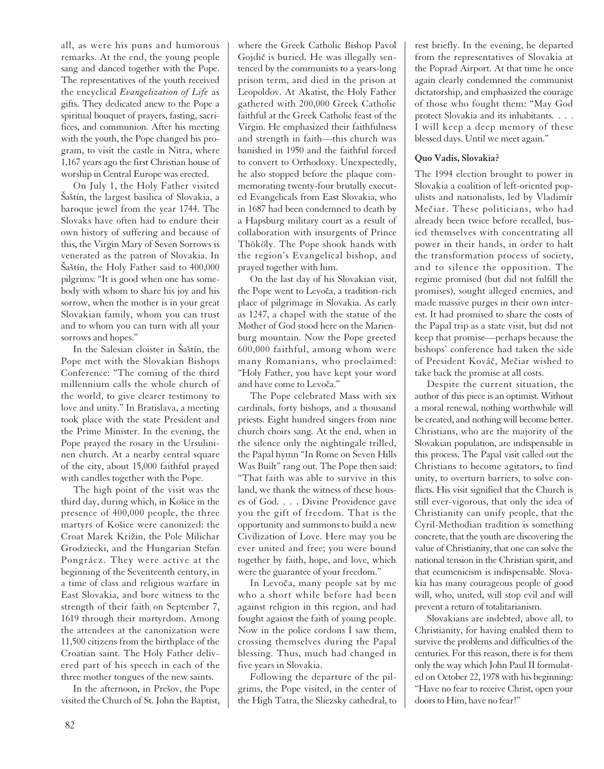all, as were his puns and humorous remarks. At the end, the young people sang and danced together with the Pope. The representatives of the youth received the encyclical *Evangelization of Life* as gifts. They dedicated anew to the Pope a spiritual bouquet of prayers, fasting, sacrifices, and communion. After his meeting with the youth, the Pope changed his program, to visit the castle in Nitra, where 1,167 years ago the first Christian house of worship in Central Europe was erected.

On July 1, the Holy Father visited Šaštín, the largest basilica of Slovakia, a baroque jewel from the year 1744. The Slovaks have often had to endure their own history of suffering and because of this, the Virgin Mary of Seven Sorrows is venerated as the patron of Slovakia. In Šaštín, the Holy Father said to 400,000 pilgrims: "It is good when one has somebody with whom to share his joy and his sorrow, when the mother is in your great Slovakian family, whom you can trust and to whom you can turn with all your sorrows and hopes."

In the Salesian cloister in Šaštín, the Pope met with the Slovakian Bishops Conference: "The coming of the third millennium calls the whole church of the world, to give clearer testimony to love and unity." In Bratislava, a meeting took place with the state President and the Prime Minister. In the evening, the Pope prayed the rosary in the Ursulininen church. At a nearby central square of the city, about 15,000 faithful prayed with candles together with the Pope.

The high point of the visit was the third day, during which, in Košice in the presence of 400,000 people, the three martyrs of Košice were canonized: the Croat Marek Križin, the Pole Milichar Grodziecki, and the Hungarian Stefan Pongrácz. They were active at the beginning of the Seventeenth century, in a time of class and religious warfare in East Slovakia, and bore witness to the strength of their faith on September 7, 1619 through their martyrdom. Among the attendees at the canonization were 11,500 citizens from the birthplace of the Croatian saint. The Holy Father delivered part of his speech in each of the three mother tongues of the new saints.

In the afternoon, in Prešov, the Pope visited the Church of St. John the Baptist, where the Greek Catholic Bishop Pavol Gojdič is buried. He was illegally sentenced by the communists to a years-long prison term, and died in the prison at Leopoldov. At Akatist, the Holy Father gathered with 200,000 Greek Catholic faithful at the Greek Catholic feast of the Virgin. He emphasized their faithfulness and strength in faith—this church was banished in 1950 and the faithful forced to convert to Orthodoxy. Unexpectedly, he also stopped before the plaque commemorating twenty-four brutally executed Evangelicals from East Slovakia, who in 1687 had been condemned to death by a Hapsburg military court as a result of collaboration with insurgents of Prince Thököly. The Pope shook hands with the region's Evangelical bishop, and prayed together with him.

On the last day of his Slovakian visit, the Pope went to Levoča, a tradition-rich place of pilgrimage in Slovakia. As early as 1247, a chapel with the statue of the Mother of God stood here on the Marienburg mountain. Now the Pope greeted 600,000 faithful, among whom were many Romanians, who proclaimed: "Holy Father, you have kept your word and have come to Levoča."

The Pope celebrated Mass with six cardinals, forty bishops, and a thousand priests. Eight hundred singers from nine church choirs sang. At the end, when in the silence only the nightingale trilled, the Papal hymn "In Rome on Seven Hills Was Built" rang out. The Pope then said: "That faith was able to survive in this land, we thank the witness of these houses of God. . . . Divine Providence gave you the gift of freedom. That is the opportunity and summons to build a new Civilization of Love. Here may you be ever united and free; you were bound together by faith, hope, and love, which were the guarantee of your freedom."

In Levoča, many people sat by me who a short while before had been against religion in this region, and had fought against the faith of young people. Now in the police cordons I saw them, crossing themselves during the Papal blessing. Thus, much had changed in five years in Slovakia.

Following the departure of the pilgrims, the Pope visited, in the center of the High Tatra, the Sliezsky cathedral, to rest briefly. In the evening, he departed from the representatives of Slovakia at the Poprad Airport. At that time he once again clearly condemned the communist dictatorship, and emphasized the courage of those who fought them: "May God protect Slovakia and its inhabitants. . . . I will keep a deep memory of these blessed days. Until we meet again."

**Quo Vadis, Slovakia?**

The 1994 election brought to power in Slovakia a coalition of left-oriented populists and nationalists, led by Vladimír Mečiar. These politicians, who had already been twice before recalled, busied themselves with concentrating all power in their hands, in order to halt the transformation process of society, and to silence the opposition. The regime promised (but did not fulfill the promises), sought alleged enemies, and made massive purges in their own interest. It had promised to share the costs of the Papal trip as a state visit, but did not keep that promise—perhaps because the bishops' conference had taken the side of President Kováč, Mečiar wished to take back the promise at all costs.

Despite the current situation, the author of this piece is an optimist. Without a moral renewal, nothing worthwhile will be created, and nothing will become better. Christians, who are the majority of the Slovakian population, are indispensable in this process. The Papal visit called out the Christians to become agitators, to find unity, to overturn barriers, to solve conflicts. His visit signified that the Church is still ever-vigorous, that only the idea of Christianity can unify people, that the Cyril-Methodian tradition is something concrete, that the youth are discovering the value of Christianity, that one can solve the national tension in the Christian spirit, and that ecumenicism is indispensable. Slovakia has many courageous people of good will, who, united, will stop evil and will prevent a return of totalitarianism.

Slovakians are indebted, above all, to Christianity, for having enabled them to survive the problems and difficulties of the centuries. For this reason, there is for them only the way which John Paul II formulated on October 22, 1978 with his beginning: "Have no fear to receive Christ, open your doors to Him, have no fear!"